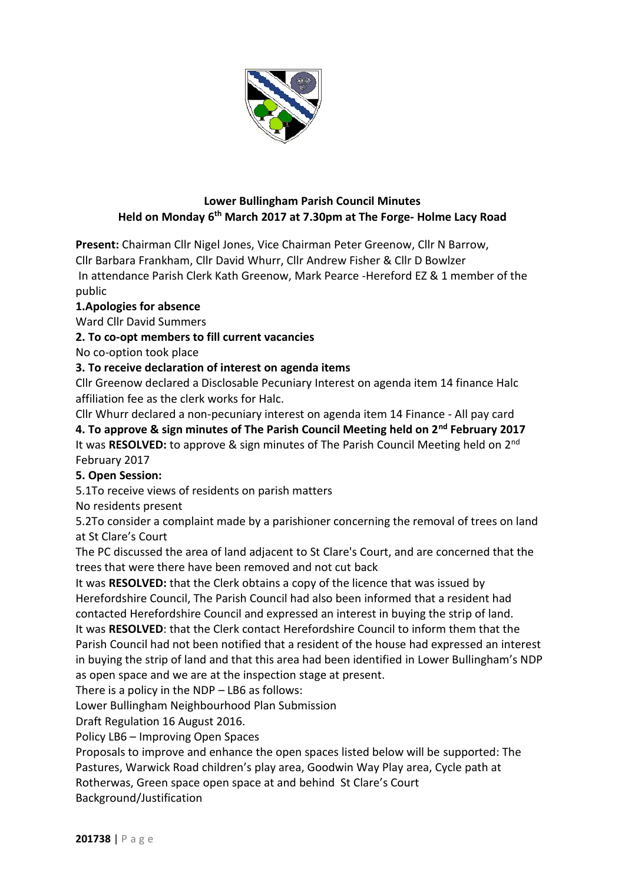**Lower Bullingham Parish Council Minutes**
**Held on Monday 6th March 2017 at 7.30pm at The Forge- Holme Lacy Road**

**Present:** Chairman Cllr Nigel Jones, Vice Chairman Peter Greenow, Cllr N Barrow, Cllr Barbara Frankham, Cllr David Whurr, Cllr Andrew Fisher & Cllr D Bowlzer
In attendance Parish Clerk Kath Greenow, Mark Pearce -Hereford EZ & 1 member of the public

**1.Apologies for absence**
Ward Cllr David Summers

**2. To co-opt members to fill current vacancies**
No co-option took place

**3. To receive declaration of interest on agenda items**
Cllr Greenow declared a Disclosable Pecuniary Interest on agenda item 14 finance Halc affiliation fee as the clerk works for Halc.
Cllr Whurr declared a non-pecuniary interest on agenda item 14 Finance - All pay card

**4. To approve & sign minutes of The Parish Council Meeting held on 2nd February 2017**
It was **RESOLVED:** to approve & sign minutes of The Parish Council Meeting held on 2nd February 2017

**5. Open Session:**
5.1To receive views of residents on parish matters
No residents present
5.2To consider a complaint made by a parishioner concerning the removal of trees on land at St Clare's Court
The PC discussed the area of land adjacent to St Clare's Court, and are concerned that the trees that were there have been removed and not cut back
It was **RESOLVED:** that the Clerk obtains a copy of the licence that was issued by Herefordshire Council, The Parish Council had also been informed that a resident had contacted Herefordshire Council and expressed an interest in buying the strip of land.
It was **RESOLVED**: that the Clerk contact Herefordshire Council to inform them that the Parish Council had not been notified that a resident of the house had expressed an interest in buying the strip of land and that this area had been identified in Lower Bullingham's NDP as open space and we are at the inspection stage at present.
There is a policy in the NDP – LB6 as follows:
Lower Bullingham Neighbourhood Plan Submission
Draft Regulation 16 August 2016.
Policy LB6 – Improving Open Spaces
Proposals to improve and enhance the open spaces listed below will be supported: The Pastures, Warwick Road children's play area, Goodwin Way Play area, Cycle path at Rotherwas, Green space open space at and behind St Clare's Court
Background/Justification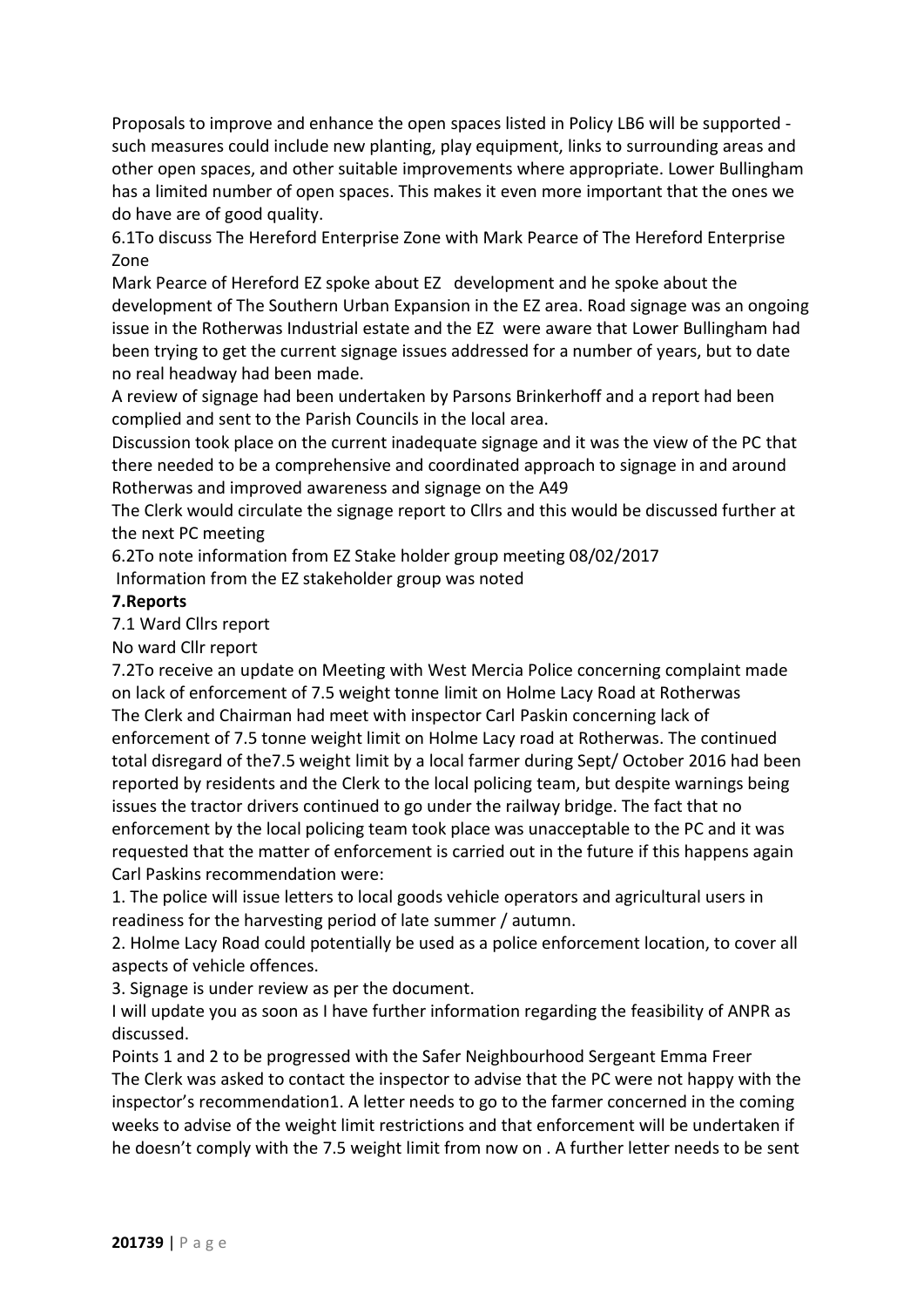Proposals to improve and enhance the open spaces listed in Policy LB6 will be supported - such measures could include new planting, play equipment, links to surrounding areas and other open spaces, and other suitable improvements where appropriate. Lower Bullingham has a limited number of open spaces. This makes it even more important that the ones we do have are of good quality.

6.1To discuss The Hereford Enterprise Zone with Mark Pearce of The Hereford Enterprise Zone

Mark Pearce of Hereford EZ spoke about EZ development and he spoke about the development of The Southern Urban Expansion in the EZ area. Road signage was an ongoing issue in the Rotherwas Industrial estate and the EZ were aware that Lower Bullingham had been trying to get the current signage issues addressed for a number of years, but to date no real headway had been made.

A review of signage had been undertaken by Parsons Brinkerhoff and a report had been complied and sent to the Parish Councils in the local area.

Discussion took place on the current inadequate signage and it was the view of the PC that there needed to be a comprehensive and coordinated approach to signage in and around Rotherwas and improved awareness and signage on the A49

The Clerk would circulate the signage report to Cllrs and this would be discussed further at the next PC meeting

6.2To note information from EZ Stake holder group meeting 08/02/2017

Information from the EZ stakeholder group was noted

**7.Reports**

7.1 Ward Cllrs report

No ward Cllr report

7.2To receive an update on Meeting with West Mercia Police concerning complaint made on lack of enforcement of 7.5 weight tonne limit on Holme Lacy Road at Rotherwas

The Clerk and Chairman had meet with inspector Carl Paskin concerning lack of enforcement of 7.5 tonne weight limit on Holme Lacy road at Rotherwas. The continued total disregard of the7.5 weight limit by a local farmer during Sept/ October 2016 had been reported by residents and the Clerk to the local policing team, but despite warnings being issues the tractor drivers continued to go under the railway bridge. The fact that no enforcement by the local policing team took place was unacceptable to the PC and it was requested that the matter of enforcement is carried out in the future if this happens again

Carl Paskins recommendation were:

1. The police will issue letters to local goods vehicle operators and agricultural users in readiness for the harvesting period of late summer / autumn.
2. Holme Lacy Road could potentially be used as a police enforcement location, to cover all aspects of vehicle offences.
3. Signage is under review as per the document.

I will update you as soon as I have further information regarding the feasibility of ANPR as discussed.

Points 1 and 2 to be progressed with the Safer Neighbourhood Sergeant Emma Freer

The Clerk was asked to contact the inspector to advise that the PC were not happy with the inspector's recommendation1. A letter needs to go to the farmer concerned in the coming weeks to advise of the weight limit restrictions and that enforcement will be undertaken if he doesn't comply with the 7.5 weight limit from now on . A further letter needs to be sent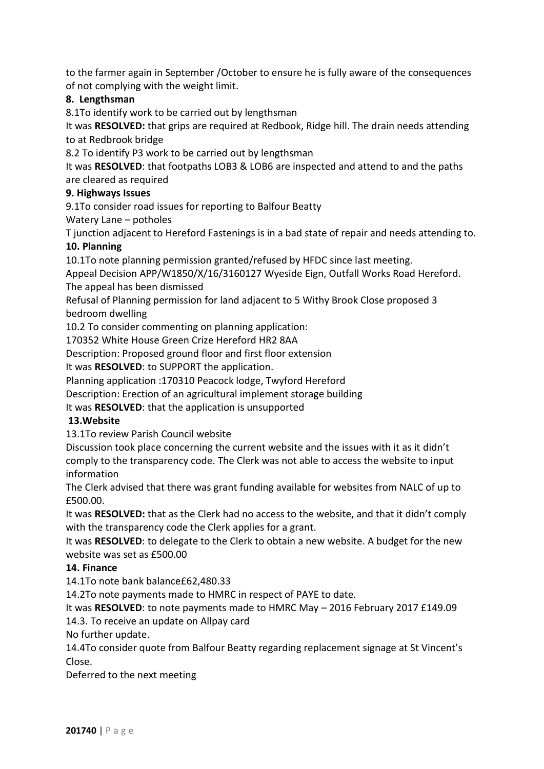to the farmer again in September /October to ensure he is fully aware of the consequences of not complying with the weight limit.

**8. Lengthsman**

8.1To identify work to be carried out by lengthsman

It was **RESOLVED:** that grips are required at Redbook, Ridge hill. The drain needs attending to at Redbrook bridge

8.2 To identify P3 work to be carried out by lengthsman

It was **RESOLVED**: that footpaths LOB3 & LOB6 are inspected and attend to and the paths are cleared as required

**9. Highways Issues**

9.1To consider road issues for reporting to Balfour Beatty

Watery Lane – potholes

T junction adjacent to Hereford Fastenings is in a bad state of repair and needs attending to.

**10. Planning**

10.1To note planning permission granted/refused by HFDC since last meeting.

Appeal Decision APP/W1850/X/16/3160127 Wyeside Eign, Outfall Works Road Hereford. The appeal has been dismissed

Refusal of Planning permission for land adjacent to 5 Withy Brook Close proposed 3 bedroom dwelling

10.2 To consider commenting on planning application:

170352 White House Green Crize Hereford HR2 8AA

Description: Proposed ground floor and first floor extension

It was **RESOLVED**: to SUPPORT the application.

Planning application :170310 Peacock lodge, Twyford Hereford

Description: Erection of an agricultural implement storage building

It was **RESOLVED**: that the application is unsupported

**13.Website**

13.1To review Parish Council website

Discussion took place concerning the current website and the issues with it as it didn't comply to the transparency code. The Clerk was not able to access the website to input information

The Clerk advised that there was grant funding available for websites from NALC of up to £500.00.

It was **RESOLVED:** that as the Clerk had no access to the website, and that it didn't comply with the transparency code the Clerk applies for a grant.

It was **RESOLVED**: to delegate to the Clerk to obtain a new website. A budget for the new website was set as £500.00

**14. Finance**

14.1To note bank balance£62,480.33

14.2To note payments made to HMRC in respect of PAYE to date.

It was **RESOLVED**: to note payments made to HMRC May – 2016 February 2017 £149.09

14.3. To receive an update on Allpay card

No further update.

14.4To consider quote from Balfour Beatty regarding replacement signage at St Vincent's Close.

Deferred to the next meeting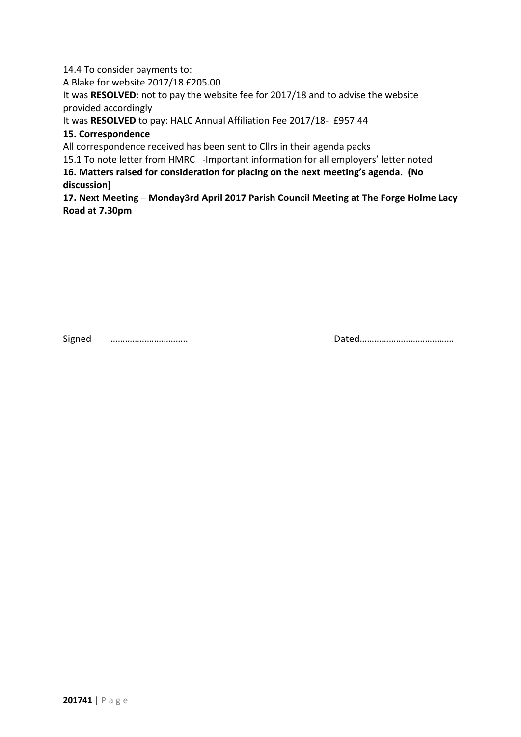14.4 To consider payments to:

A Blake for website 2017/18 £205.00

It was **RESOLVED**: not to pay the website fee for 2017/18 and to advise the website provided accordingly

It was **RESOLVED** to pay: HALC Annual Affiliation Fee 2017/18- £957.44

**15. Correspondence**

All correspondence received has been sent to Cllrs in their agenda packs

15.1 To note letter from HMRC -Important information for all employers' letter noted

**16. Matters raised for consideration for placing on the next meeting's agenda. (No discussion)**

**17. Next Meeting – Monday3rd April 2017 Parish Council Meeting at The Forge Holme Lacy Road at 7.30pm**

Signed ………………………….. Dated…………………………………